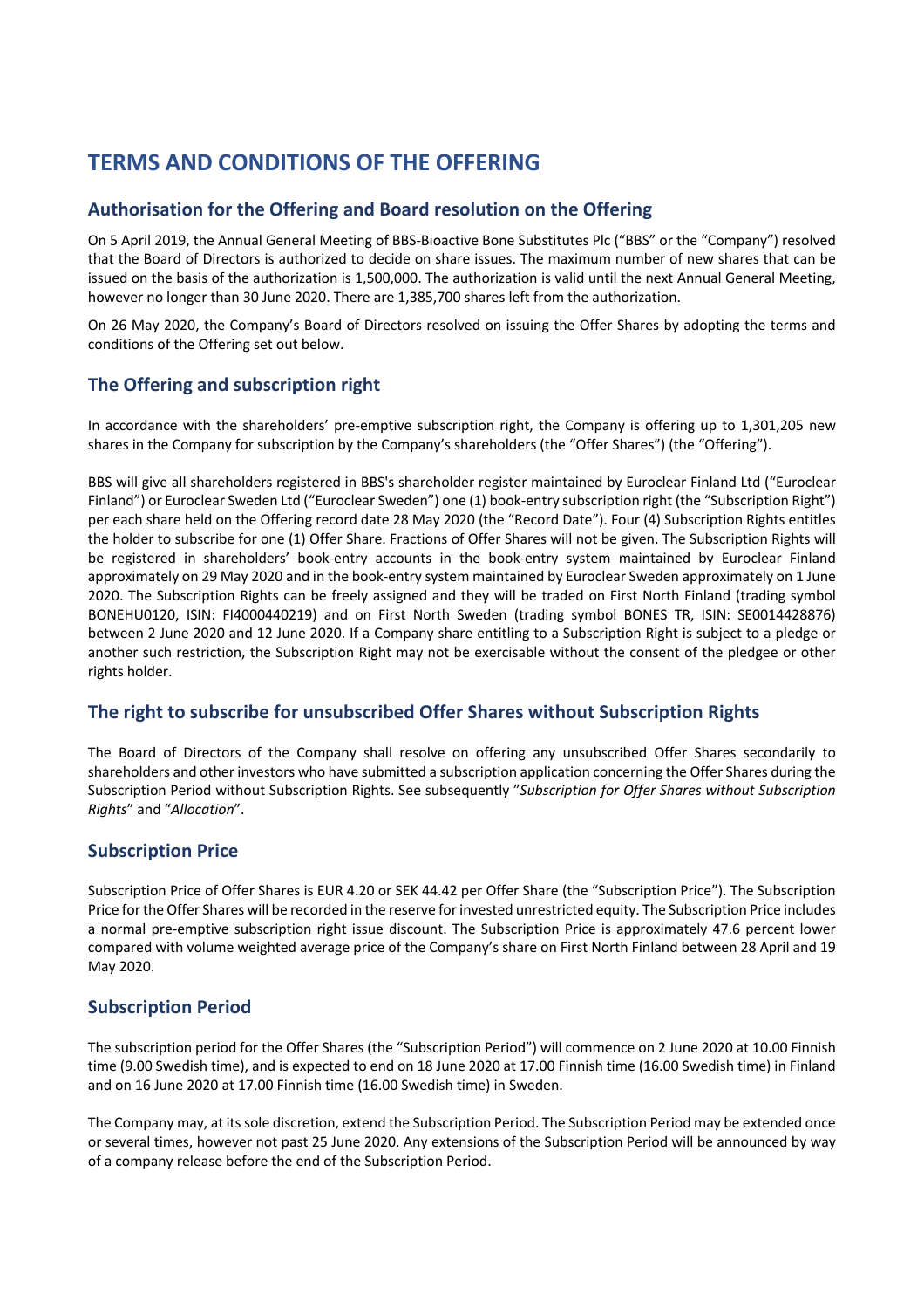# TERMS AND CONDITIONS OF THE OFFERING

## Authorisation for the Offering and Board resolution on the Offering

On 5 April 2019, the Annual General Meeting of BBS-Bioactive Bone Substitutes Plc ("BBS" or the "Company") resolved that the Board of Directors is authorized to decide on share issues. The maximum number of new shares that can be issued on the basis of the authorization is 1,500,000. The authorization is valid until the next Annual General Meeting, however no longer than 30 June 2020. There are 1,385,700 shares left from the authorization.

On 26 May 2020, the Company's Board of Directors resolved on issuing the Offer Shares by adopting the terms and conditions of the Offering set out below.

## The Offering and subscription right

In accordance with the shareholders' pre-emptive subscription right, the Company is offering up to 1,301,205 new shares in the Company for subscription by the Company's shareholders (the "Offer Shares") (the "Offering").

BBS will give all shareholders registered in BBS's shareholder register maintained by Euroclear Finland Ltd ("Euroclear Finland") or Euroclear Sweden Ltd ("Euroclear Sweden") one (1) book-entry subscription right (the "Subscription Right") per each share held on the Offering record date 28 May 2020 (the "Record Date"). Four (4) Subscription Rights entitles the holder to subscribe for one (1) Offer Share. Fractions of Offer Shares will not be given. The Subscription Rights will be registered in shareholders' book-entry accounts in the book-entry system maintained by Euroclear Finland approximately on 29 May 2020 and in the book-entry system maintained by Euroclear Sweden approximately on 1 June 2020. The Subscription Rights can be freely assigned and they will be traded on First North Finland (trading symbol BONEHU0120, ISIN: FI4000440219) and on First North Sweden (trading symbol BONES TR, ISIN: SE0014428876) between 2 June 2020 and 12 June 2020. If a Company share entitling to a Subscription Right is subject to a pledge or another such restriction, the Subscription Right may not be exercisable without the consent of the pledgee or other rights holder.

## The right to subscribe for unsubscribed Offer Shares without Subscription Rights

The Board of Directors of the Company shall resolve on offering any unsubscribed Offer Shares secondarily to shareholders and other investors who have submitted a subscription application concerning the Offer Shares during the Subscription Period without Subscription Rights. See subsequently "*Subscription for Offer Shares without Subscription Rights*" and "*Allocation*".

## Subscription Price

Subscription Price of Offer Shares is EUR 4.20 or SEK 44.42 per Offer Share (the "Subscription Price"). The Subscription Price for the Offer Shares will be recorded in the reserve for invested unrestricted equity. The Subscription Price includes a normal pre-emptive subscription right issue discount. The Subscription Price is approximately 47.6 percent lower compared with volume weighted average price of the Company's share on First North Finland between 28 April and 19 May 2020.

## Subscription Period

The subscription period for the Offer Shares (the "Subscription Period") will commence on 2 June 2020 at 10.00 Finnish time (9.00 Swedish time), and is expected to end on 18 June 2020 at 17.00 Finnish time (16.00 Swedish time) in Finland and on 16 June 2020 at 17.00 Finnish time (16.00 Swedish time) in Sweden.

The Company may, at its sole discretion, extend the Subscription Period. The Subscription Period may be extended once or several times, however not past 25 June 2020. Any extensions of the Subscription Period will be announced by way of a company release before the end of the Subscription Period.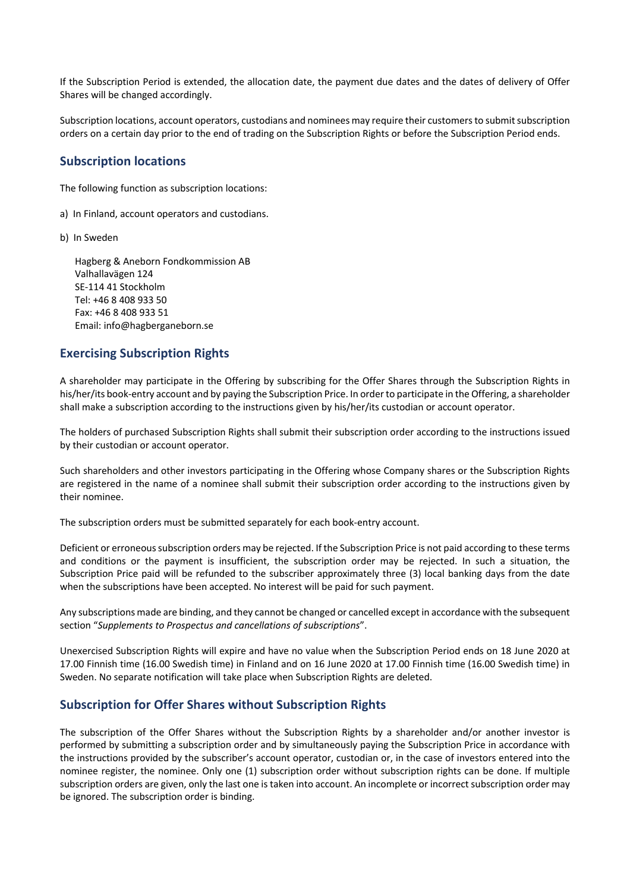If the Subscription Period is extended, the allocation date, the payment due dates and the dates of delivery of Offer Shares will be changed accordingly.

Subscription locations, account operators, custodians and nominees may require their customers to submit subscription orders on a certain day prior to the end of trading on the Subscription Rights or before the Subscription Period ends.

## Subscription locations

The following function as subscription locations:

a) In Finland, account operators and custodians.

b) In Sweden

Hagberg & Aneborn Fondkommission AB
Valhallavägen 124
SE-114 41 Stockholm
Tel: +46 8 408 933 50
Fax: +46 8 408 933 51
Email: info@hagberganeborn.se

## Exercising Subscription Rights

A shareholder may participate in the Offering by subscribing for the Offer Shares through the Subscription Rights in his/her/its book-entry account and by paying the Subscription Price. In order to participate in the Offering, a shareholder shall make a subscription according to the instructions given by his/her/its custodian or account operator.

The holders of purchased Subscription Rights shall submit their subscription order according to the instructions issued by their custodian or account operator.

Such shareholders and other investors participating in the Offering whose Company shares or the Subscription Rights are registered in the name of a nominee shall submit their subscription order according to the instructions given by their nominee.

The subscription orders must be submitted separately for each book-entry account.

Deficient or erroneous subscription orders may be rejected. If the Subscription Price is not paid according to these terms and conditions or the payment is insufficient, the subscription order may be rejected. In such a situation, the Subscription Price paid will be refunded to the subscriber approximately three (3) local banking days from the date when the subscriptions have been accepted. No interest will be paid for such payment.

Any subscriptions made are binding, and they cannot be changed or cancelled except in accordance with the subsequent section "*Supplements to Prospectus and cancellations of subscriptions*".

Unexercised Subscription Rights will expire and have no value when the Subscription Period ends on 18 June 2020 at 17.00 Finnish time (16.00 Swedish time) in Finland and on 16 June 2020 at 17.00 Finnish time (16.00 Swedish time) in Sweden. No separate notification will take place when Subscription Rights are deleted.

## Subscription for Offer Shares without Subscription Rights

The subscription of the Offer Shares without the Subscription Rights by a shareholder and/or another investor is performed by submitting a subscription order and by simultaneously paying the Subscription Price in accordance with the instructions provided by the subscriber's account operator, custodian or, in the case of investors entered into the nominee register, the nominee. Only one (1) subscription order without subscription rights can be done. If multiple subscription orders are given, only the last one is taken into account. An incomplete or incorrect subscription order may be ignored. The subscription order is binding.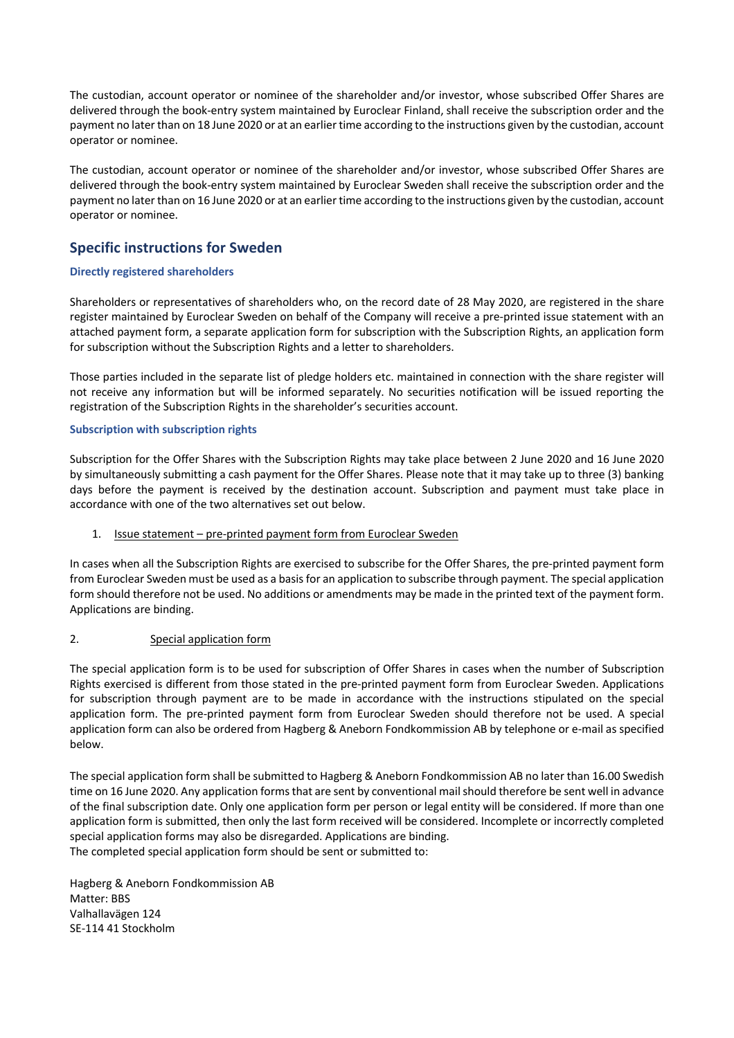The custodian, account operator or nominee of the shareholder and/or investor, whose subscribed Offer Shares are delivered through the book-entry system maintained by Euroclear Finland, shall receive the subscription order and the payment no later than on 18 June 2020 or at an earlier time according to the instructions given by the custodian, account operator or nominee.

The custodian, account operator or nominee of the shareholder and/or investor, whose subscribed Offer Shares are delivered through the book-entry system maintained by Euroclear Sweden shall receive the subscription order and the payment no later than on 16 June 2020 or at an earlier time according to the instructions given by the custodian, account operator or nominee.

## Specific instructions for Sweden

### Directly registered shareholders

Shareholders or representatives of shareholders who, on the record date of 28 May 2020, are registered in the share register maintained by Euroclear Sweden on behalf of the Company will receive a pre-printed issue statement with an attached payment form, a separate application form for subscription with the Subscription Rights, an application form for subscription without the Subscription Rights and a letter to shareholders.

Those parties included in the separate list of pledge holders etc. maintained in connection with the share register will not receive any information but will be informed separately. No securities notification will be issued reporting the registration of the Subscription Rights in the shareholder's securities account.

### Subscription with subscription rights

Subscription for the Offer Shares with the Subscription Rights may take place between 2 June 2020 and 16 June 2020 by simultaneously submitting a cash payment for the Offer Shares. Please note that it may take up to three (3) banking days before the payment is received by the destination account. Subscription and payment must take place in accordance with one of the two alternatives set out below.

1. Issue statement – pre-printed payment form from Euroclear Sweden

In cases when all the Subscription Rights are exercised to subscribe for the Offer Shares, the pre-printed payment form from Euroclear Sweden must be used as a basis for an application to subscribe through payment. The special application form should therefore not be used. No additions or amendments may be made in the printed text of the payment form. Applications are binding.

2. Special application form

The special application form is to be used for subscription of Offer Shares in cases when the number of Subscription Rights exercised is different from those stated in the pre-printed payment form from Euroclear Sweden. Applications for subscription through payment are to be made in accordance with the instructions stipulated on the special application form. The pre-printed payment form from Euroclear Sweden should therefore not be used. A special application form can also be ordered from Hagberg & Aneborn Fondkommission AB by telephone or e-mail as specified below.

The special application form shall be submitted to Hagberg & Aneborn Fondkommission AB no later than 16.00 Swedish time on 16 June 2020. Any application forms that are sent by conventional mail should therefore be sent well in advance of the final subscription date. Only one application form per person or legal entity will be considered. If more than one application form is submitted, then only the last form received will be considered. Incomplete or incorrectly completed special application forms may also be disregarded. Applications are binding.
The completed special application form should be sent or submitted to:

Hagberg & Aneborn Fondkommission AB
Matter: BBS
Valhallavägen 124
SE-114 41 Stockholm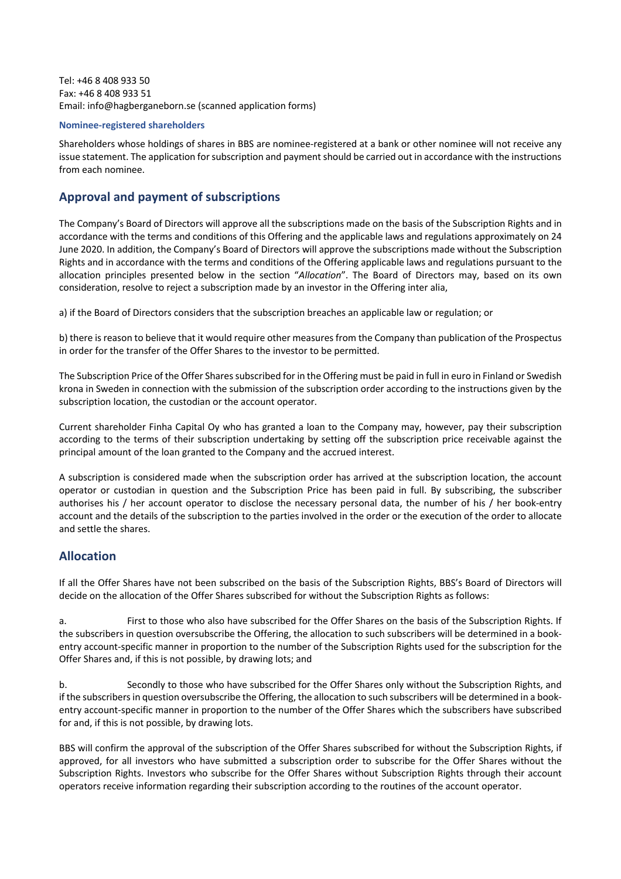Tel: +46 8 408 933 50
Fax: +46 8 408 933 51
Email: info@hagberganeborn.se (scanned application forms)

### Nominee-registered shareholders

Shareholders whose holdings of shares in BBS are nominee-registered at a bank or other nominee will not receive any issue statement. The application for subscription and payment should be carried out in accordance with the instructions from each nominee.

## Approval and payment of subscriptions

The Company's Board of Directors will approve all the subscriptions made on the basis of the Subscription Rights and in accordance with the terms and conditions of this Offering and the applicable laws and regulations approximately on 24 June 2020. In addition, the Company's Board of Directors will approve the subscriptions made without the Subscription Rights and in accordance with the terms and conditions of the Offering applicable laws and regulations pursuant to the allocation principles presented below in the section "*Allocation*". The Board of Directors may, based on its own consideration, resolve to reject a subscription made by an investor in the Offering inter alia,

a) if the Board of Directors considers that the subscription breaches an applicable law or regulation; or

b) there is reason to believe that it would require other measures from the Company than publication of the Prospectus in order for the transfer of the Offer Shares to the investor to be permitted.

The Subscription Price of the Offer Shares subscribed for in the Offering must be paid in full in euro in Finland or Swedish krona in Sweden in connection with the submission of the subscription order according to the instructions given by the subscription location, the custodian or the account operator.

Current shareholder Finha Capital Oy who has granted a loan to the Company may, however, pay their subscription according to the terms of their subscription undertaking by setting off the subscription price receivable against the principal amount of the loan granted to the Company and the accrued interest.

A subscription is considered made when the subscription order has arrived at the subscription location, the account operator or custodian in question and the Subscription Price has been paid in full. By subscribing, the subscriber authorises his / her account operator to disclose the necessary personal data, the number of his / her book-entry account and the details of the subscription to the parties involved in the order or the execution of the order to allocate and settle the shares.

## Allocation

If all the Offer Shares have not been subscribed on the basis of the Subscription Rights, BBS's Board of Directors will decide on the allocation of the Offer Shares subscribed for without the Subscription Rights as follows:

a. First to those who also have subscribed for the Offer Shares on the basis of the Subscription Rights. If the subscribers in question oversubscribe the Offering, the allocation to such subscribers will be determined in a book-entry account-specific manner in proportion to the number of the Subscription Rights used for the subscription for the Offer Shares and, if this is not possible, by drawing lots; and

b. Secondly to those who have subscribed for the Offer Shares only without the Subscription Rights, and if the subscribers in question oversubscribe the Offering, the allocation to such subscribers will be determined in a book-entry account-specific manner in proportion to the number of the Offer Shares which the subscribers have subscribed for and, if this is not possible, by drawing lots.

BBS will confirm the approval of the subscription of the Offer Shares subscribed for without the Subscription Rights, if approved, for all investors who have submitted a subscription order to subscribe for the Offer Shares without the Subscription Rights. Investors who subscribe for the Offer Shares without Subscription Rights through their account operators receive information regarding their subscription according to the routines of the account operator.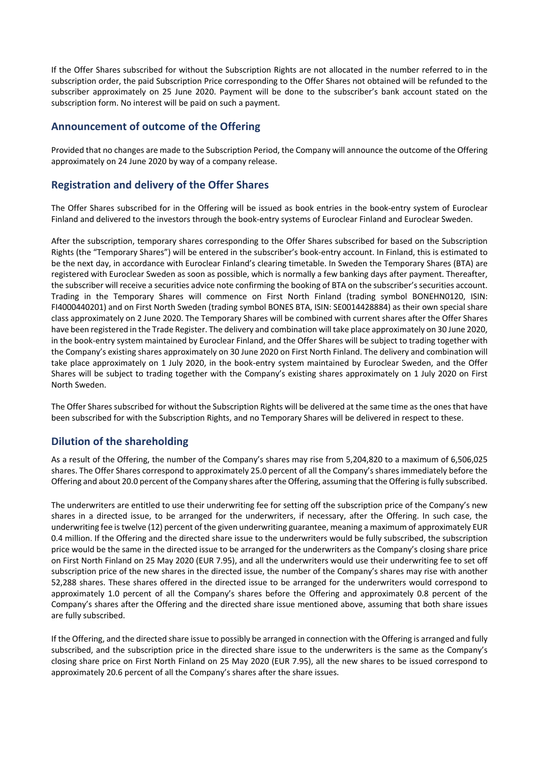If the Offer Shares subscribed for without the Subscription Rights are not allocated in the number referred to in the subscription order, the paid Subscription Price corresponding to the Offer Shares not obtained will be refunded to the subscriber approximately on 25 June 2020. Payment will be done to the subscriber's bank account stated on the subscription form. No interest will be paid on such a payment.

## Announcement of outcome of the Offering

Provided that no changes are made to the Subscription Period, the Company will announce the outcome of the Offering approximately on 24 June 2020 by way of a company release.

## Registration and delivery of the Offer Shares

The Offer Shares subscribed for in the Offering will be issued as book entries in the book-entry system of Euroclear Finland and delivered to the investors through the book-entry systems of Euroclear Finland and Euroclear Sweden.

After the subscription, temporary shares corresponding to the Offer Shares subscribed for based on the Subscription Rights (the "Temporary Shares") will be entered in the subscriber's book-entry account. In Finland, this is estimated to be the next day, in accordance with Euroclear Finland's clearing timetable. In Sweden the Temporary Shares (BTA) are registered with Euroclear Sweden as soon as possible, which is normally a few banking days after payment. Thereafter, the subscriber will receive a securities advice note confirming the booking of BTA on the subscriber's securities account. Trading in the Temporary Shares will commence on First North Finland (trading symbol BONEHN0120, ISIN: FI4000440201) and on First North Sweden (trading symbol BONES BTA, ISIN: SE0014428884) as their own special share class approximately on 2 June 2020. The Temporary Shares will be combined with current shares after the Offer Shares have been registered in the Trade Register. The delivery and combination will take place approximately on 30 June 2020, in the book-entry system maintained by Euroclear Finland, and the Offer Shares will be subject to trading together with the Company's existing shares approximately on 30 June 2020 on First North Finland. The delivery and combination will take place approximately on 1 July 2020, in the book-entry system maintained by Euroclear Sweden, and the Offer Shares will be subject to trading together with the Company's existing shares approximately on 1 July 2020 on First North Sweden.

The Offer Shares subscribed for without the Subscription Rights will be delivered at the same time as the ones that have been subscribed for with the Subscription Rights, and no Temporary Shares will be delivered in respect to these.

## Dilution of the shareholding

As a result of the Offering, the number of the Company's shares may rise from 5,204,820 to a maximum of 6,506,025 shares. The Offer Shares correspond to approximately 25.0 percent of all the Company's shares immediately before the Offering and about 20.0 percent of the Company shares after the Offering, assuming that the Offering is fully subscribed.

The underwriters are entitled to use their underwriting fee for setting off the subscription price of the Company's new shares in a directed issue, to be arranged for the underwriters, if necessary, after the Offering. In such case, the underwriting fee is twelve (12) percent of the given underwriting guarantee, meaning a maximum of approximately EUR 0.4 million. If the Offering and the directed share issue to the underwriters would be fully subscribed, the subscription price would be the same in the directed issue to be arranged for the underwriters as the Company's closing share price on First North Finland on 25 May 2020 (EUR 7.95), and all the underwriters would use their underwriting fee to set off subscription price of the new shares in the directed issue, the number of the Company's shares may rise with another 52,288 shares. These shares offered in the directed issue to be arranged for the underwriters would correspond to approximately 1.0 percent of all the Company's shares before the Offering and approximately 0.8 percent of the Company's shares after the Offering and the directed share issue mentioned above, assuming that both share issues are fully subscribed.

If the Offering, and the directed share issue to possibly be arranged in connection with the Offering is arranged and fully subscribed, and the subscription price in the directed share issue to the underwriters is the same as the Company's closing share price on First North Finland on 25 May 2020 (EUR 7.95), all the new shares to be issued correspond to approximately 20.6 percent of all the Company's shares after the share issues.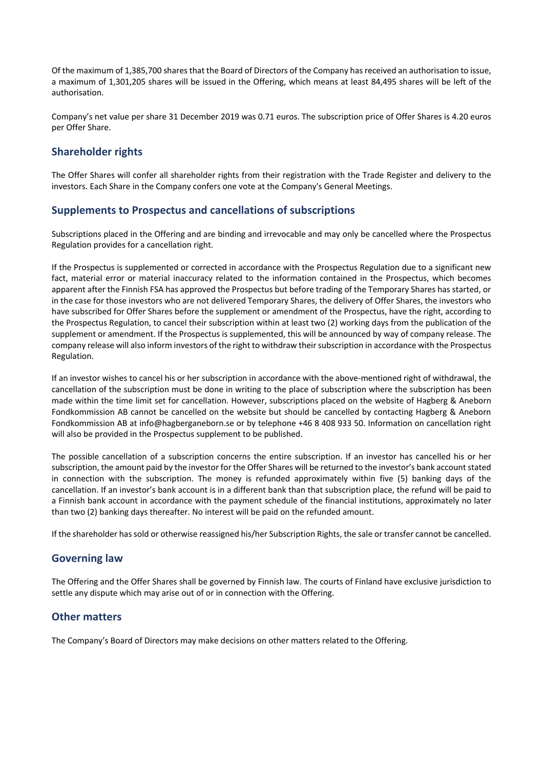Of the maximum of 1,385,700 shares that the Board of Directors of the Company has received an authorisation to issue, a maximum of 1,301,205 shares will be issued in the Offering, which means at least 84,495 shares will be left of the authorisation.

Company's net value per share 31 December 2019 was 0.71 euros. The subscription price of Offer Shares is 4.20 euros per Offer Share.

## Shareholder rights

The Offer Shares will confer all shareholder rights from their registration with the Trade Register and delivery to the investors. Each Share in the Company confers one vote at the Company's General Meetings.

## Supplements to Prospectus and cancellations of subscriptions

Subscriptions placed in the Offering and are binding and irrevocable and may only be cancelled where the Prospectus Regulation provides for a cancellation right.

If the Prospectus is supplemented or corrected in accordance with the Prospectus Regulation due to a significant new fact, material error or material inaccuracy related to the information contained in the Prospectus, which becomes apparent after the Finnish FSA has approved the Prospectus but before trading of the Temporary Shares has started, or in the case for those investors who are not delivered Temporary Shares, the delivery of Offer Shares, the investors who have subscribed for Offer Shares before the supplement or amendment of the Prospectus, have the right, according to the Prospectus Regulation, to cancel their subscription within at least two (2) working days from the publication of the supplement or amendment. If the Prospectus is supplemented, this will be announced by way of company release. The company release will also inform investors of the right to withdraw their subscription in accordance with the Prospectus Regulation.

If an investor wishes to cancel his or her subscription in accordance with the above-mentioned right of withdrawal, the cancellation of the subscription must be done in writing to the place of subscription where the subscription has been made within the time limit set for cancellation. However, subscriptions placed on the website of Hagberg & Aneborn Fondkommission AB cannot be cancelled on the website but should be cancelled by contacting Hagberg & Aneborn Fondkommission AB at info@hagberganeborn.se or by telephone +46 8 408 933 50. Information on cancellation right will also be provided in the Prospectus supplement to be published.

The possible cancellation of a subscription concerns the entire subscription. If an investor has cancelled his or her subscription, the amount paid by the investor for the Offer Shares will be returned to the investor's bank account stated in connection with the subscription. The money is refunded approximately within five (5) banking days of the cancellation. If an investor's bank account is in a different bank than that subscription place, the refund will be paid to a Finnish bank account in accordance with the payment schedule of the financial institutions, approximately no later than two (2) banking days thereafter. No interest will be paid on the refunded amount.

If the shareholder has sold or otherwise reassigned his/her Subscription Rights, the sale or transfer cannot be cancelled.

## Governing law

The Offering and the Offer Shares shall be governed by Finnish law. The courts of Finland have exclusive jurisdiction to settle any dispute which may arise out of or in connection with the Offering.

## Other matters

The Company's Board of Directors may make decisions on other matters related to the Offering.